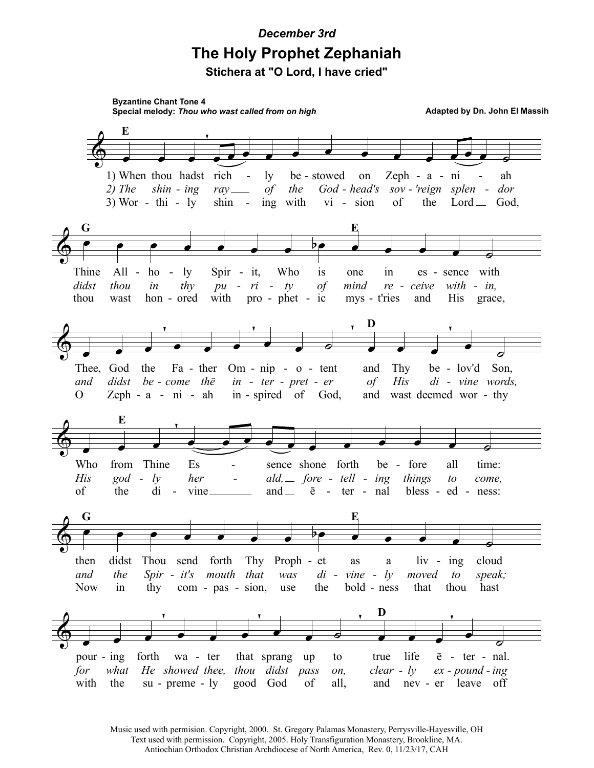*December 3rd*

# The Holy Prophet Zephaniah

## Stichera at "O Lord, I have cried"

**Byzantine Chant Tone 4**
**Special melody:** ***Thou who wast called from on high***

**Adapted by Dn. John El Massih**

E

1) When thou hadst rich - ly be - stowed on Zeph - a - ni - ah
*2) The shin - ing ray ___ of the God - head's sov - 'reign splen - dor*
3) Wor - thi - ly shin - ing with vi - sion of the Lord ___ God,

G E

Thine All - ho - ly Spir - it, Who is one in es - sence with
*didst thou in thy pu - ri - ty of mind re - ceive with - in,*
thou wast hon - ored with pro - phet - ic mys - t'ries and His grace,

D

Thee, God the Fa - ther Om - nip - o - tent and Thy be - lov'd Son,
*and didst be - come thē in - ter - pret - er of His di - vine words,*
O Zeph - a - ni - ah in - spired of God, and wast deemed wor - thy

E

Who from Thine Es - sence shone forth be - fore all time:
*His god - ly her - ald, ___ fore - tell - ing things to come,*
of the di - vine ________ and ___ ē - ter - nal bless - ed - ness:

G E

then didst Thou send forth Thy Proph - et as a liv - ing cloud
*and the Spir - it's mouth that was di - vine - ly moved to speak;*
Now in thy com - pas - sion, use the bold - ness that thou hast

D

pour - ing forth wa - ter that sprang up to true life ē - ter - nal.
*for what He showed thee, thou didst pass on, clear - ly ex - pound - ing*
with the su - preme - ly good God of all, and nev - er leave off

Music used with permision. Copyright, 2000. St. Gregory Palamas Monastery, Perrysville-Hayesville, OH
Text used with permission. Copyright, 2005. Holy Transfiguration Monastery, Brookline, MA.
Antiochian Orthodox Christian Archdiocese of North America, Rev. 0, 11/23/17, CAH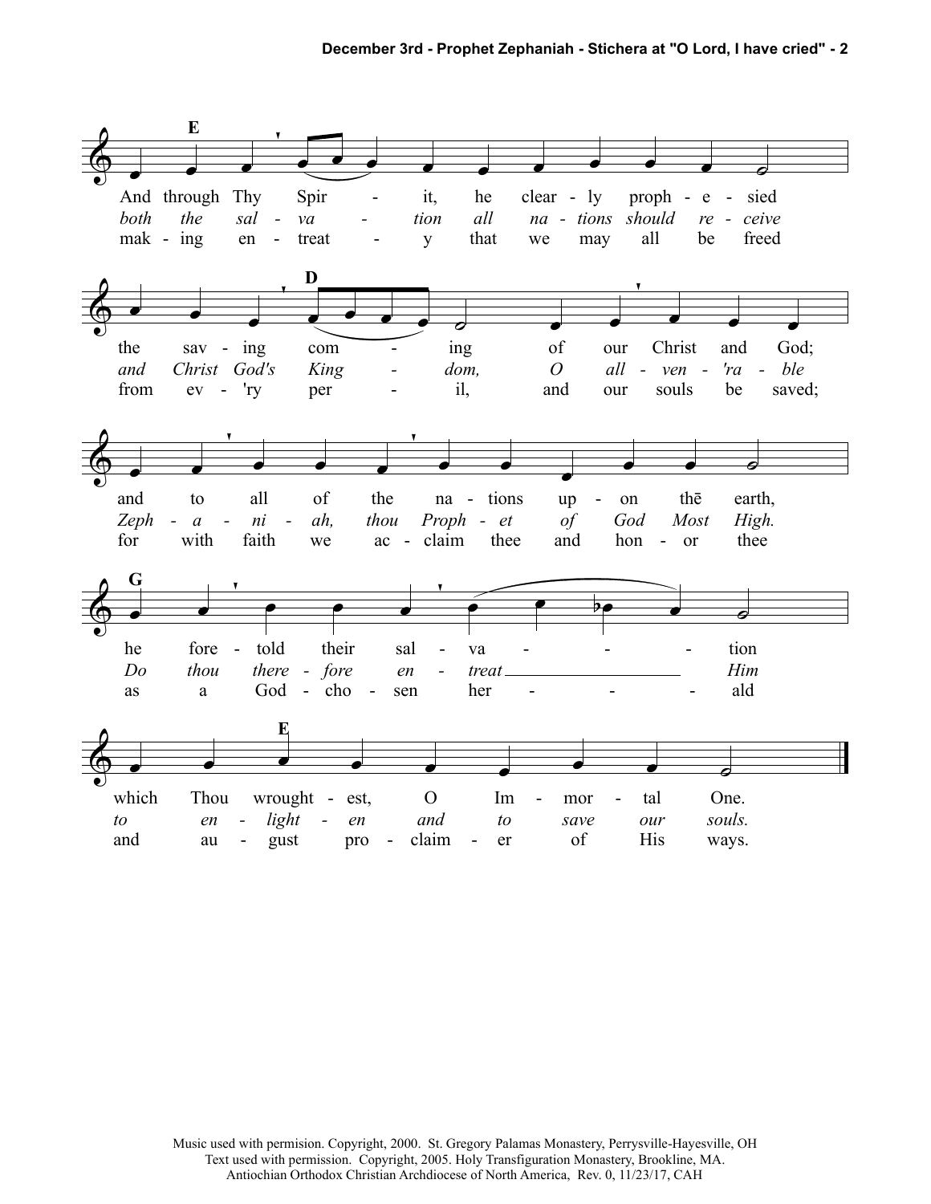And through Thy Spirit, he clearly prophesied
*both the salvation all nations should receive*
making entreaty that we may all be freed

the saving coming of our Christ and God;
*and Christ God's Kingdom, O all-ven'rable*
from ev'ry peril, and our souls be saved;

and to all of the nations upon thē earth,
*Zephaniah, thou Prophet of God Most High.*
for with faith we acclaim thee and honor thee

he foretold their salvation
*Do thou therefore entreat Him*
as a God-chosen herald

which Thou wroughtest, O Immortal One.
*to enlighten and to save our souls.*
and august proclaimer of His ways.

Music used with permision. Copyright, 2000. St. Gregory Palamas Monastery, Perrysville-Hayesville, OH
Text used with permission. Copyright, 2005. Holy Transfiguration Monastery, Brookline, MA.
Antiochian Orthodox Christian Archdiocese of North America, Rev. 0, 11/23/17, CAH